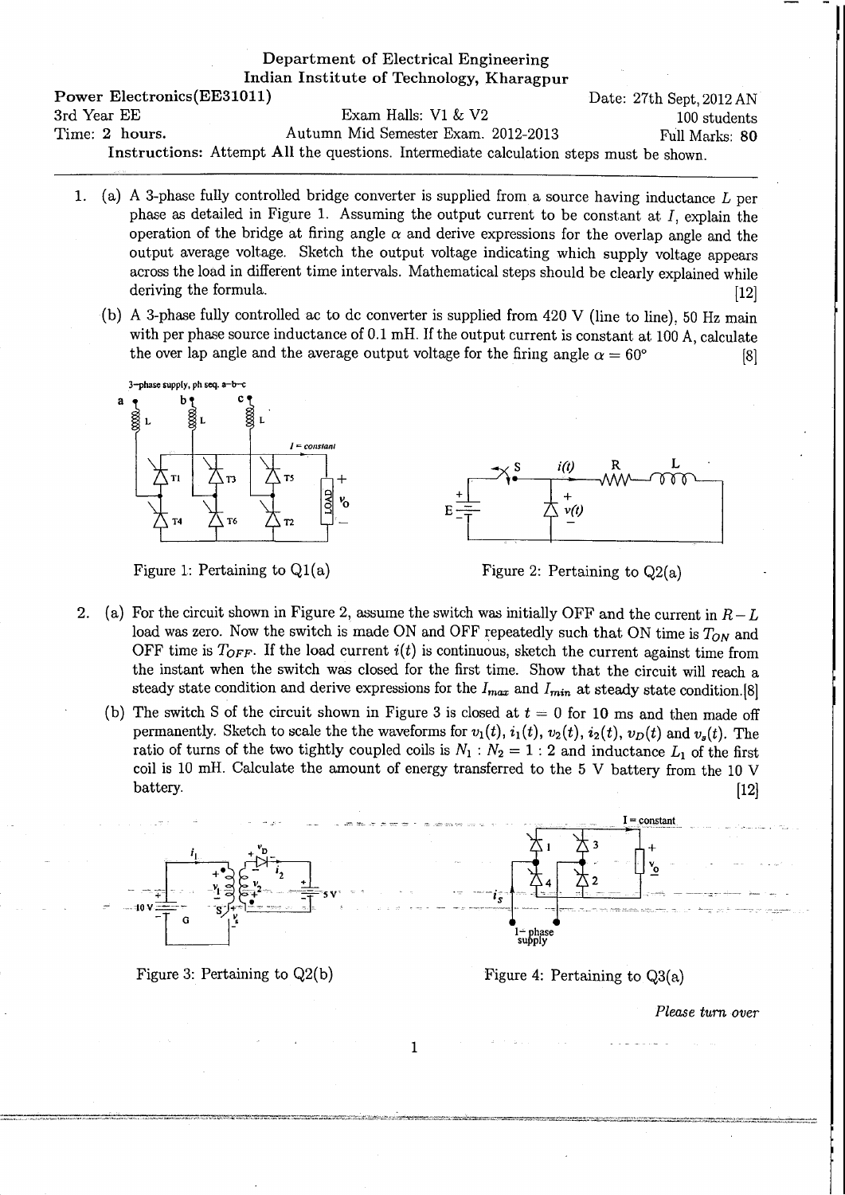Department of Electrical Engineering
Indian Institute of Technology, Kharagpur

**Power Electronics(EE31011)** Date: 27th Sept, 2012 AN

3rd Year EE Exam Halls: V1 & V2 100 students

**Time: 2 hours.** Autumn Mid Semester Exam. 2012-2013 Full Marks: **80**

**Instructions:** Attempt **All** the questions. Intermediate calculation steps must be shown.

---

1. (a) A 3-phase fully controlled bridge converter is supplied from a source having inductance $L$ per phase as detailed in Figure 1. Assuming the output current to be constant at $I$, explain the operation of the bridge at firing angle $\alpha$ and derive expressions for the overlap angle and the output average voltage. Sketch the output voltage indicating which supply voltage appears across the load in different time intervals. Mathematical steps should be clearly explained while deriving the formula. [12]

   (b) A 3-phase fully controlled ac to dc converter is supplied from 420 V (line to line), 50 Hz main with per phase source inductance of 0.1 mH. If the output current is constant at 100 A, calculate the over lap angle and the average output voltage for the firing angle $\alpha = 60°$ [8]

Figure 1: Pertaining to Q1(a)

Figure 2: Pertaining to Q2(a)

2. (a) For the circuit shown in Figure 2, assume the switch was initially OFF and the current in $R-L$ load was zero. Now the switch is made ON and OFF repeatedly such that ON time is $T_{ON}$ and OFF time is $T_{OFF}$. If the load current $i(t)$ is continuous, sketch the current against time from the instant when the switch was closed for the first time. Show that the circuit will reach a steady state condition and derive expressions for the $I_{max}$ and $I_{min}$ at steady state condition. [8]

   (b) The switch S of the circuit shown in Figure 3 is closed at $t = 0$ for 10 ms and then made off permanently. Sketch to scale the the waveforms for $v_1(t)$, $i_1(t)$, $v_2(t)$, $i_2(t)$, $v_D(t)$ and $v_s(t)$. The ratio of turns of the two tightly coupled coils is $N_1 : N_2 = 1 : 2$ and inductance $L_1$ of the first coil is 10 mH. Calculate the amount of energy transferred to the 5 V battery from the 10 V battery. [12]

Figure 3: Pertaining to Q2(b)

Figure 4: Pertaining to Q3(a)

*Please turn over*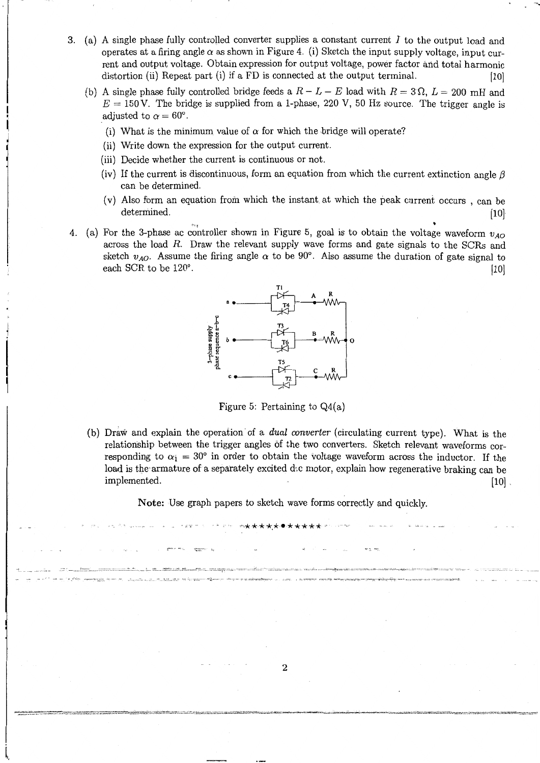3. (a) A single phase fully controlled converter supplies a constant current $I$ to the output load and operates at a firing angle $\alpha$ as shown in Figure 4. (i) Sketch the input supply voltage, input current and output voltage. Obtain expression for output voltage, power factor and total harmonic distortion (ii) Repeat part (i) if a FD is connected at the output terminal. [10]

   (b) A single phase fully controlled bridge feeds a $R - L - E$ load with $R = 3\,\Omega$, $L = 200$ mH and $E = 150$ V. The bridge is supplied from a 1-phase, 220 V, 50 Hz source. The trigger angle is adjusted to $\alpha = 60°$.

   (i) What is the minimum value of $\alpha$ for which the bridge will operate?

   (ii) Write down the expression for the output current.

   (iii) Decide whether the current is continuous or not.

   (iv) If the current is discontinuous, form an equation from which the current extinction angle $\beta$ can be determined.

   (v) Also form an equation from which the instant at which the peak current occurs , can be determined. [10]

4. (a) For the 3-phase ac controller shown in Figure 5, goal is to obtain the voltage waveform $v_{AO}$ across the load $R$. Draw the relevant supply wave forms and gate signals to the SCRs and sketch $v_{AO}$. Assume the firing angle $\alpha$ to be 90°. Also assume the duration of gate signal to each SCR to be 120°. [10]

3-phase supply
phase sequence a-b-c

a, b, c

T1, T4, T3, T6, T5, T2

A, B, C

R, R, R

O

Figure 5: Pertaining to Q4(a)

   (b) Draw and explain the operation of a *dual converter* (circulating current type). What is the relationship between the trigger angles of the two converters. Sketch relevant waveforms corresponding to $\alpha_1 = 30°$ in order to obtain the voltage waveform across the inductor. If the load is the armature of a separately excited d.c motor, explain how regenerative braking can be implemented. [10]

**Note:** Use graph papers to sketch wave forms correctly and quickly.

\*\*\*\*\*\*\*\*\*\*\*